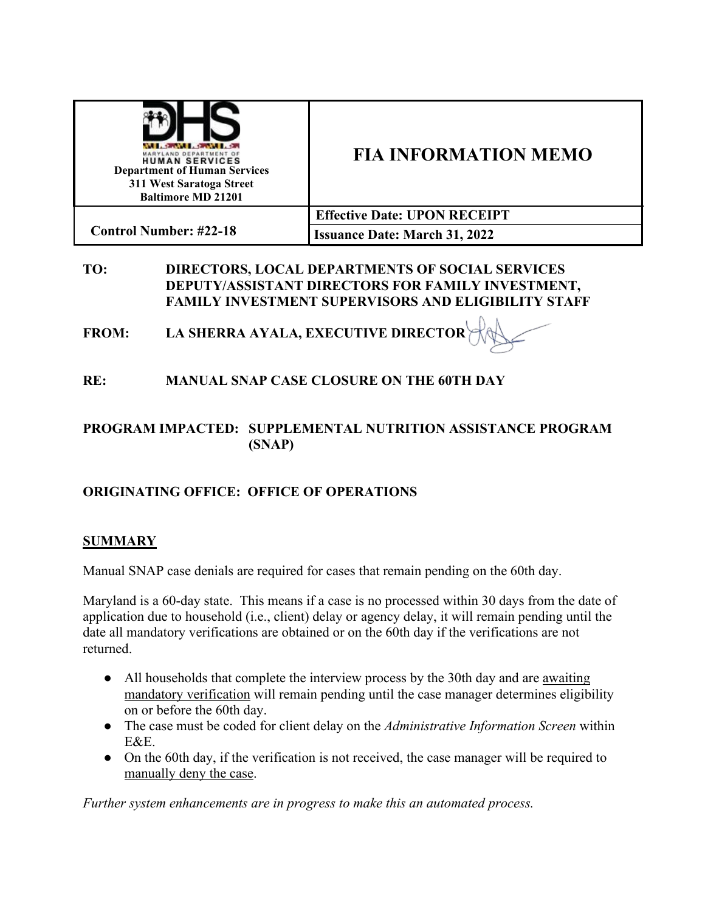| Department of Human Services<br>311 West Saratoga Street<br>Baltimore MD 21201 | # FIA INFORMATION MEMO |
|---|---|
| **Control Number: #22-18** | **Effective Date: UPON RECEIPT**<br>**Issuance Date: March 31, 2022** |

**TO:** DIRECTORS, LOCAL DEPARTMENTS OF SOCIAL SERVICES DEPUTY/ASSISTANT DIRECTORS FOR FAMILY INVESTMENT, FAMILY INVESTMENT SUPERVISORS AND ELIGIBILITY STAFF

**FROM:** LA SHERRA AYALA, EXECUTIVE DIRECTOR

**RE:** MANUAL SNAP CASE CLOSURE ON THE 60TH DAY

**PROGRAM IMPACTED:** SUPPLEMENTAL NUTRITION ASSISTANCE PROGRAM (SNAP)

**ORIGINATING OFFICE:** OFFICE OF OPERATIONS

## SUMMARY

Manual SNAP case denials are required for cases that remain pending on the 60th day.

Maryland is a 60-day state. This means if a case is no processed within 30 days from the date of application due to household (i.e., client) delay or agency delay, it will remain pending until the date all mandatory verifications are obtained or on the 60th day if the verifications are not returned.

- All households that complete the interview process by the 30th day and are awaiting mandatory verification will remain pending until the case manager determines eligibility on or before the 60th day.
- The case must be coded for client delay on the *Administrative Information Screen* within E&E.
- On the 60th day, if the verification is not received, the case manager will be required to manually deny the case.

*Further system enhancements are in progress to make this an automated process.*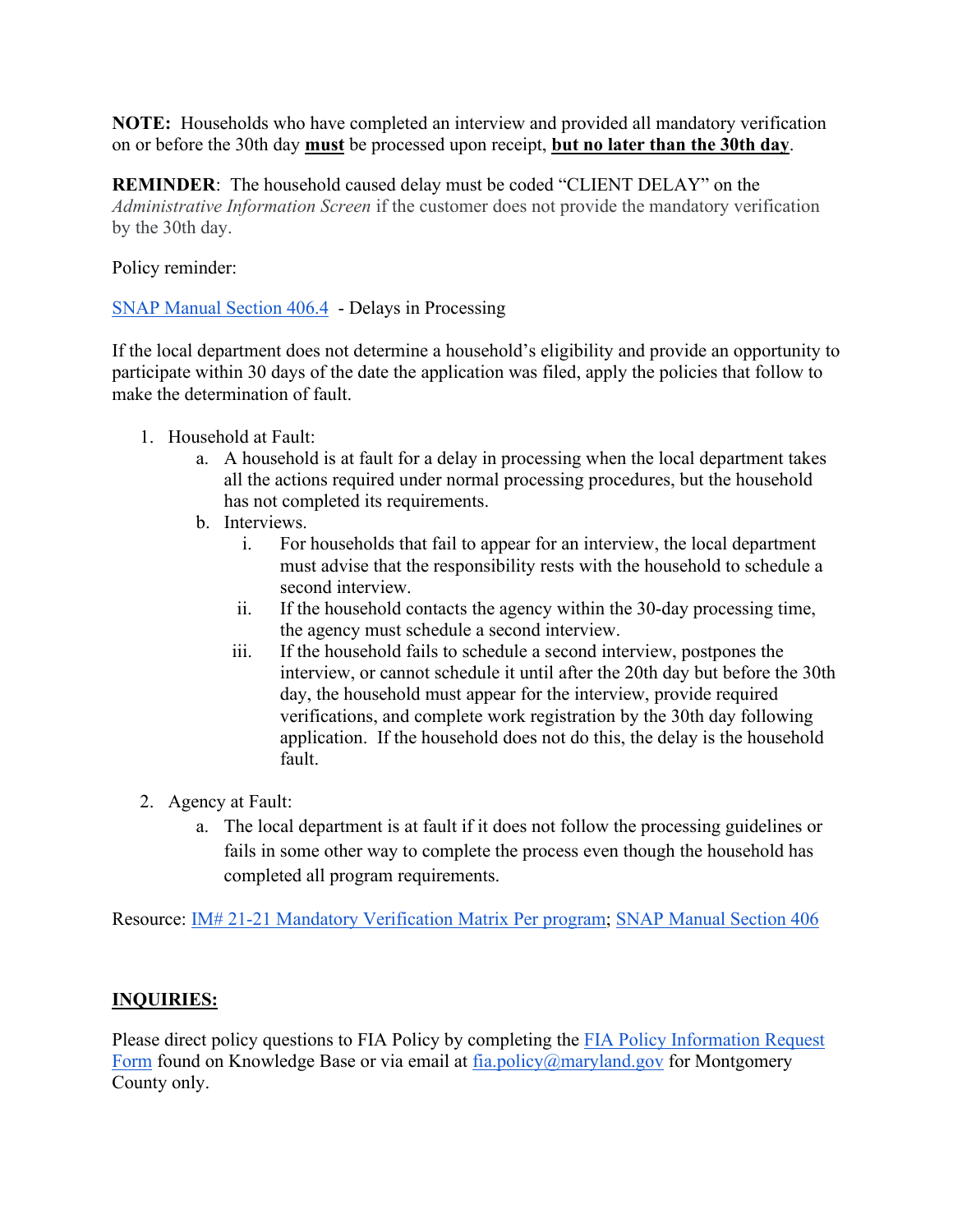**NOTE:** Households who have completed an interview and provided all mandatory verification on or before the 30th day **must** be processed upon receipt, **but no later than the 30th day**.

**REMINDER**: The household caused delay must be coded "CLIENT DELAY" on the *Administrative Information Screen* if the customer does not provide the mandatory verification by the 30th day.

Policy reminder:

[SNAP Manual Section 406.4](#) - Delays in Processing

If the local department does not determine a household's eligibility and provide an opportunity to participate within 30 days of the date the application was filed, apply the policies that follow to make the determination of fault.

1. Household at Fault:
   a. A household is at fault for a delay in processing when the local department takes all the actions required under normal processing procedures, but the household has not completed its requirements.
   b. Interviews.
      i. For households that fail to appear for an interview, the local department must advise that the responsibility rests with the household to schedule a second interview.
      ii. If the household contacts the agency within the 30-day processing time, the agency must schedule a second interview.
      iii. If the household fails to schedule a second interview, postpones the interview, or cannot schedule it until after the 20th day but before the 30th day, the household must appear for the interview, provide required verifications, and complete work registration by the 30th day following application. If the household does not do this, the delay is the household fault.

2. Agency at Fault:
   a. The local department is at fault if it does not follow the processing guidelines or fails in some other way to complete the process even though the household has completed all program requirements.

Resource: [IM# 21-21 Mandatory Verification Matrix Per program](#); [SNAP Manual Section 406](#)

## INQUIRIES:

Please direct policy questions to FIA Policy by completing the [FIA Policy Information Request Form](#) found on Knowledge Base or via email at [fia.policy@maryland.gov](mailto:fia.policy@maryland.gov) for Montgomery County only.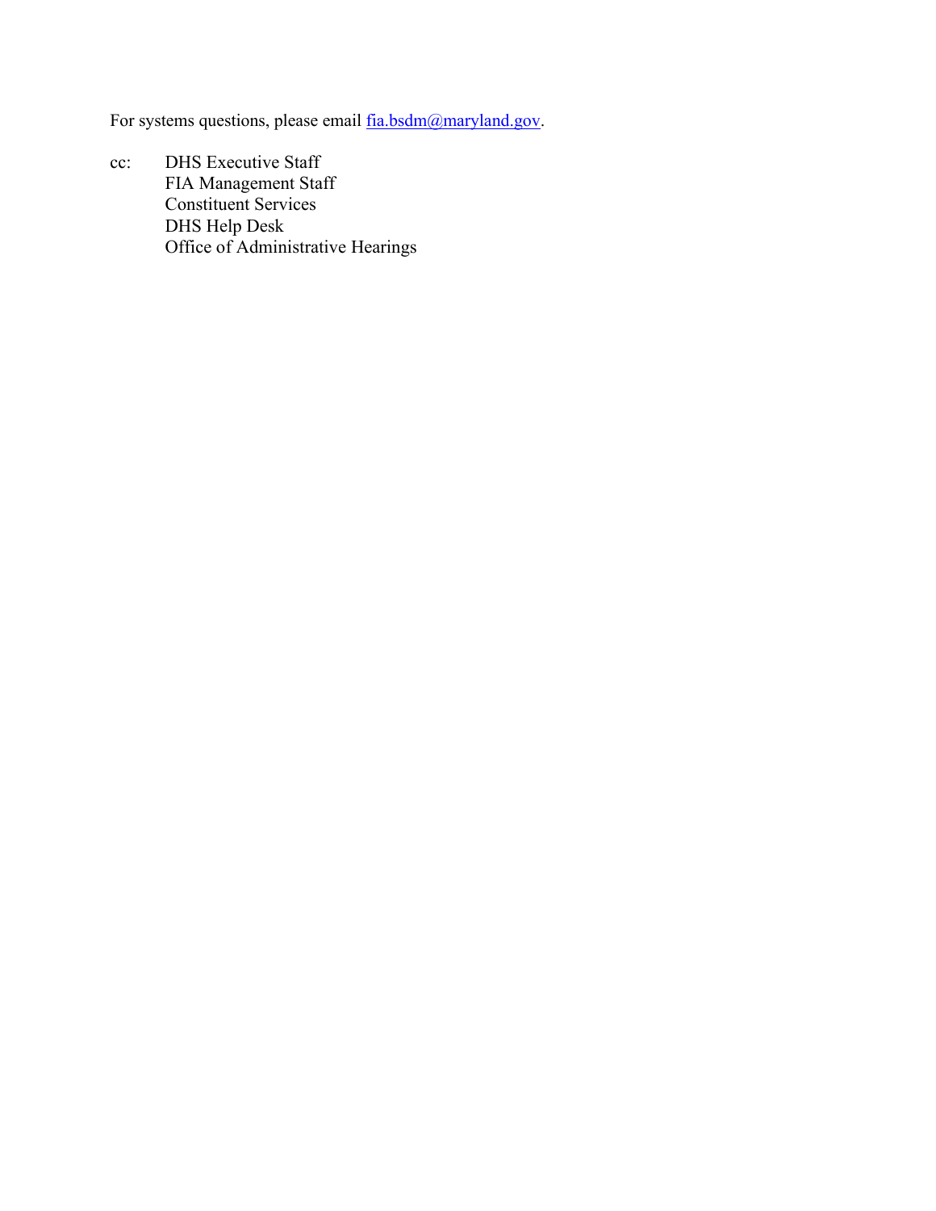For systems questions, please email fia.bsdm@maryland.gov.

cc: DHS Executive Staff
FIA Management Staff
Constituent Services
DHS Help Desk
Office of Administrative Hearings